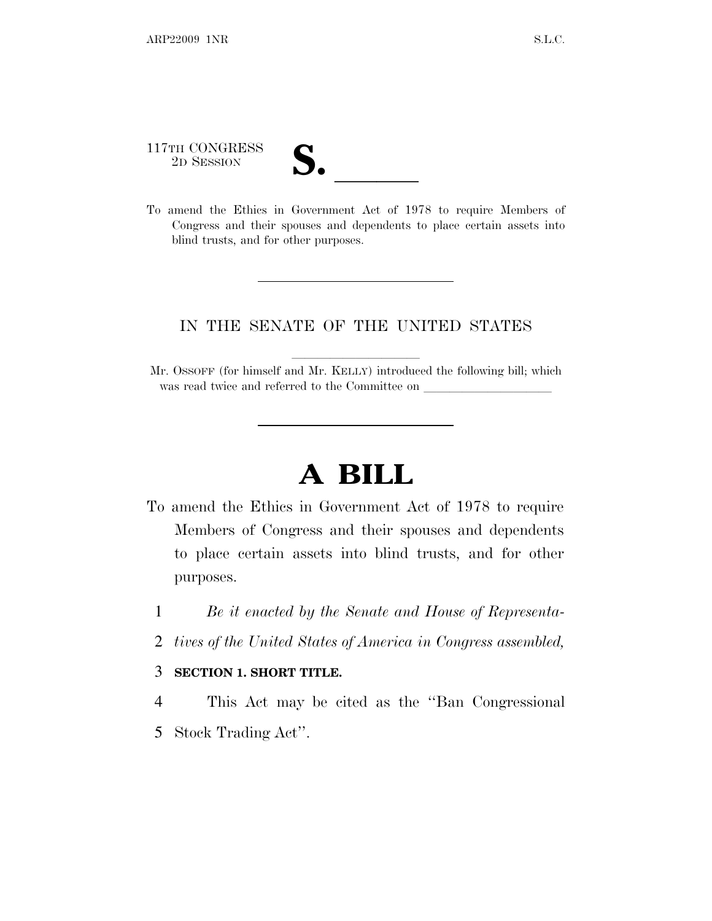117TH CONGRESS
2D SESSION

**S. \_\_\_\_\_\_**

To amend the Ethics in Government Act of 1978 to require Members of Congress and their spouses and dependents to place certain assets into blind trusts, and for other purposes.

---

IN THE SENATE OF THE UNITED STATES

Mr. OSSOFF (for himself and Mr. KELLY) introduced the following bill; which was read twice and referred to the Committee on \_\_\_\_\_\_\_\_\_\_\_\_\_\_\_\_\_\_\_\_

---

# A BILL

To amend the Ethics in Government Act of 1978 to require Members of Congress and their spouses and dependents to place certain assets into blind trusts, and for other purposes.

1 *Be it enacted by the Senate and House of Representa-*
2 *tives of the United States of America in Congress assembled,*

3 **SECTION 1. SHORT TITLE.**

4 This Act may be cited as the "Ban Congressional
5 Stock Trading Act".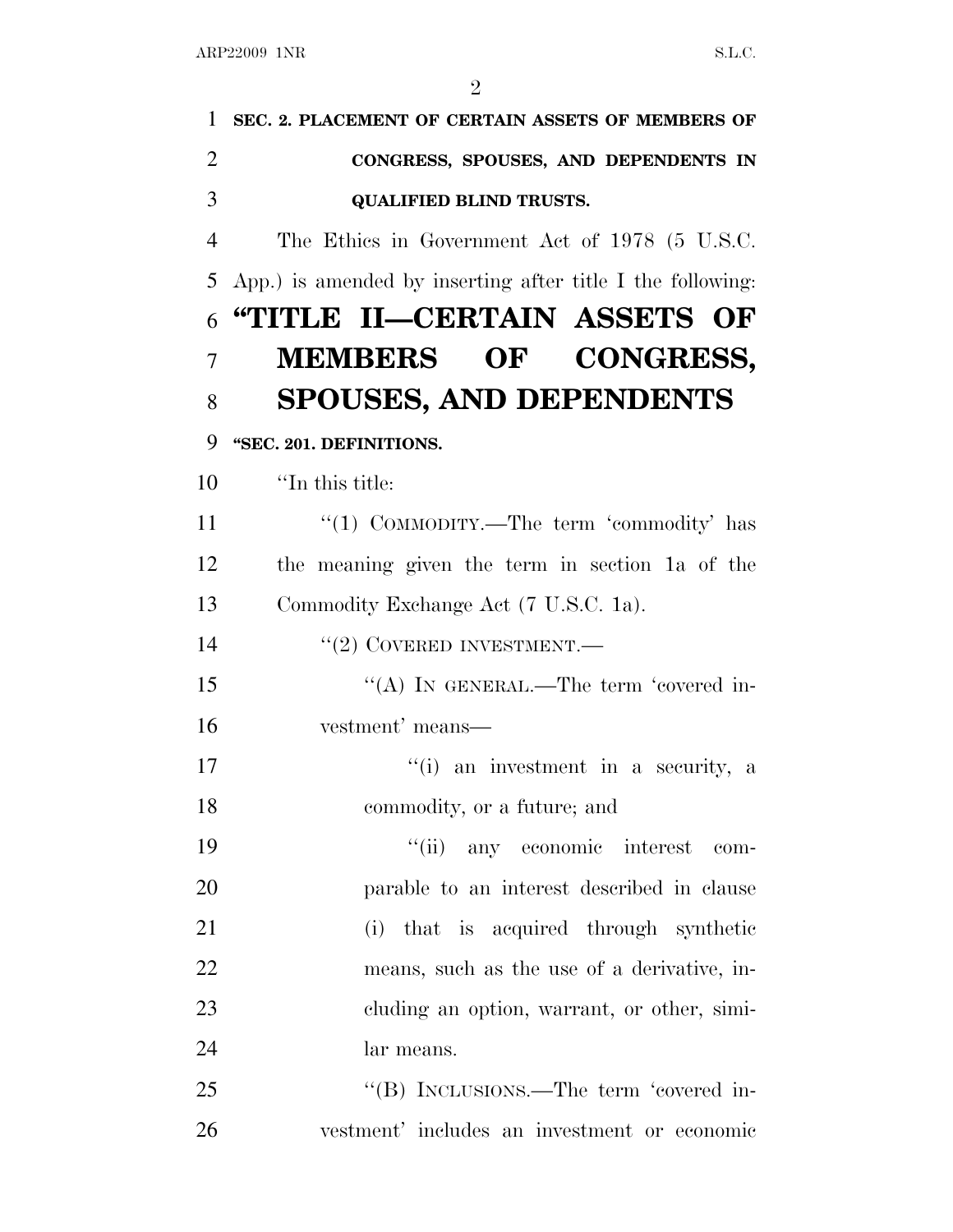**SEC. 2. PLACEMENT OF CERTAIN ASSETS OF MEMBERS OF CONGRESS, SPOUSES, AND DEPENDENTS IN QUALIFIED BLIND TRUSTS.**

The Ethics in Government Act of 1978 (5 U.S.C. App.) is amended by inserting after title I the following:

# "TITLE II—CERTAIN ASSETS OF MEMBERS OF CONGRESS, SPOUSES, AND DEPENDENTS

**"SEC. 201. DEFINITIONS.**

"In this title:

"(1) COMMODITY.—The term 'commodity' has the meaning given the term in section 1a of the Commodity Exchange Act (7 U.S.C. 1a).

"(2) COVERED INVESTMENT.—

"(A) IN GENERAL.—The term 'covered investment' means—

"(i) an investment in a security, a commodity, or a future; and

"(ii) any economic interest comparable to an interest described in clause (i) that is acquired through synthetic means, such as the use of a derivative, including an option, warrant, or other, similar means.

"(B) INCLUSIONS.—The term 'covered investment' includes an investment or economic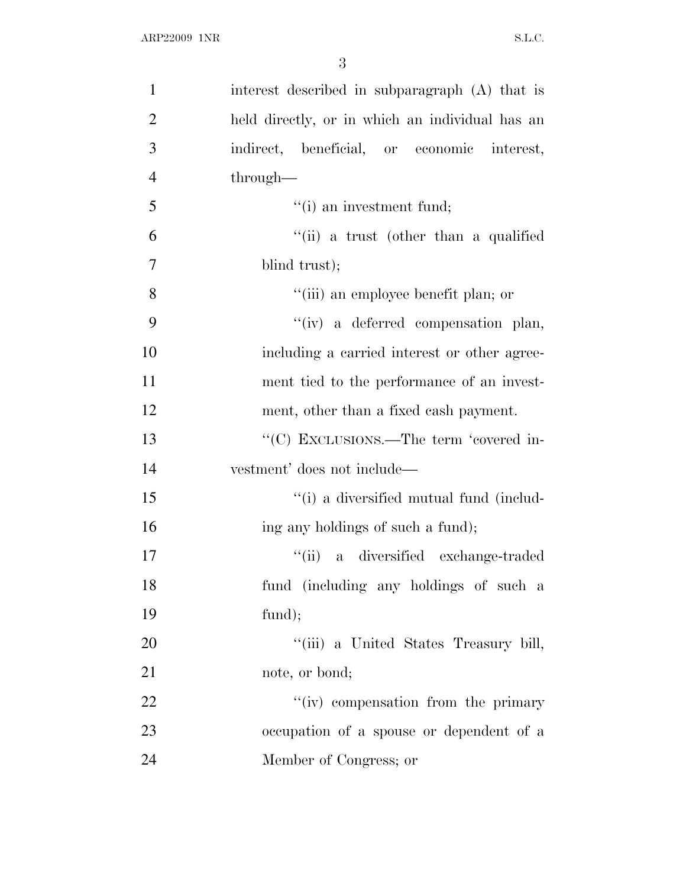interest described in subparagraph (A) that is held directly, or in which an individual has an indirect, beneficial, or economic interest, through—

''(i) an investment fund;

''(ii) a trust (other than a qualified blind trust);

''(iii) an employee benefit plan; or

''(iv) a deferred compensation plan, including a carried interest or other agreement tied to the performance of an investment, other than a fixed cash payment.

''(C) EXCLUSIONS.—The term 'covered investment' does not include—

''(i) a diversified mutual fund (including any holdings of such a fund);

''(ii) a diversified exchange-traded fund (including any holdings of such a fund);

''(iii) a United States Treasury bill, note, or bond;

''(iv) compensation from the primary occupation of a spouse or dependent of a Member of Congress; or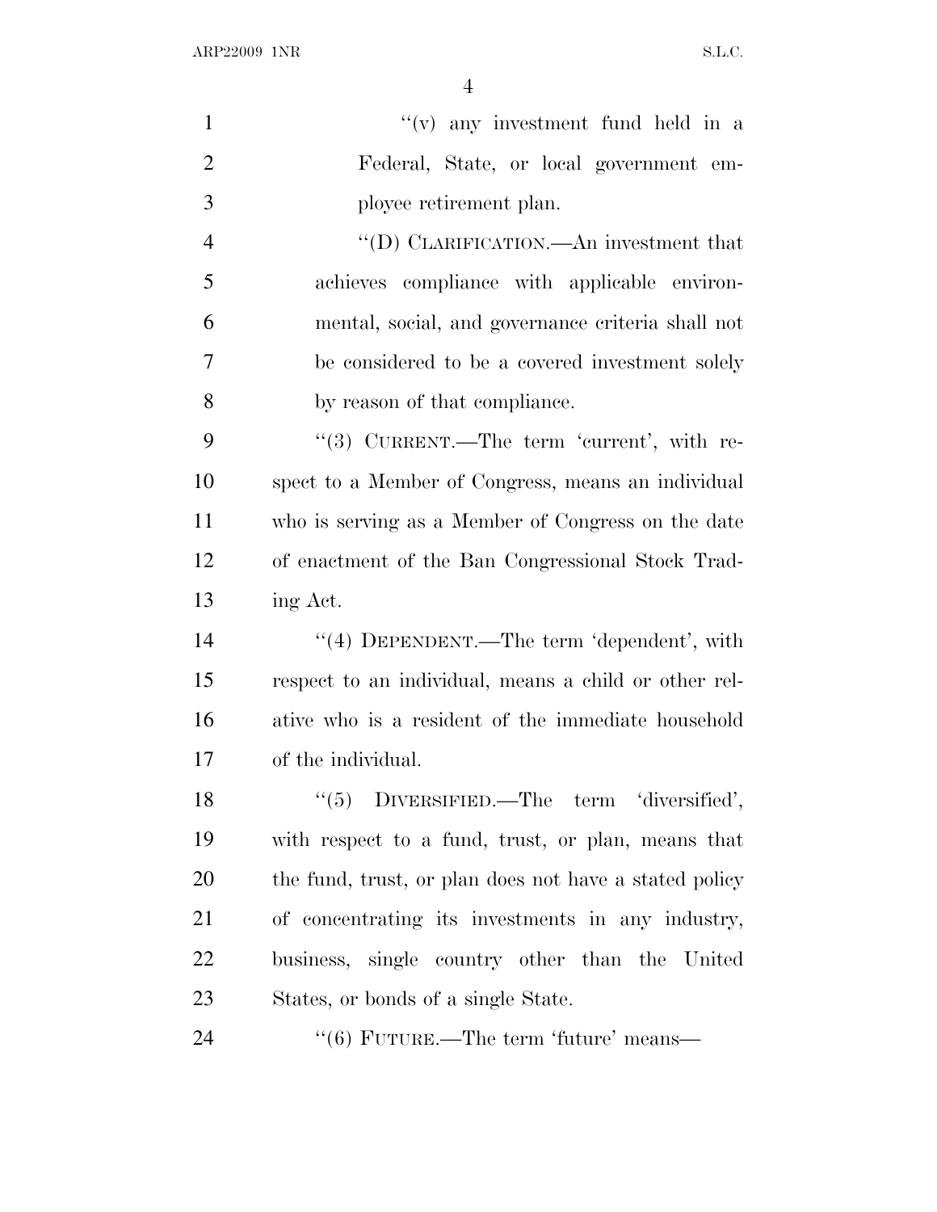''(v) any investment fund held in a Federal, State, or local government employee retirement plan.

''(D) CLARIFICATION.—An investment that achieves compliance with applicable environmental, social, and governance criteria shall not be considered to be a covered investment solely by reason of that compliance.

''(3) CURRENT.—The term 'current', with respect to a Member of Congress, means an individual who is serving as a Member of Congress on the date of enactment of the Ban Congressional Stock Trading Act.

''(4) DEPENDENT.—The term 'dependent', with respect to an individual, means a child or other relative who is a resident of the immediate household of the individual.

''(5) DIVERSIFIED.—The term 'diversified', with respect to a fund, trust, or plan, means that the fund, trust, or plan does not have a stated policy of concentrating its investments in any industry, business, single country other than the United States, or bonds of a single State.

''(6) FUTURE.—The term 'future' means—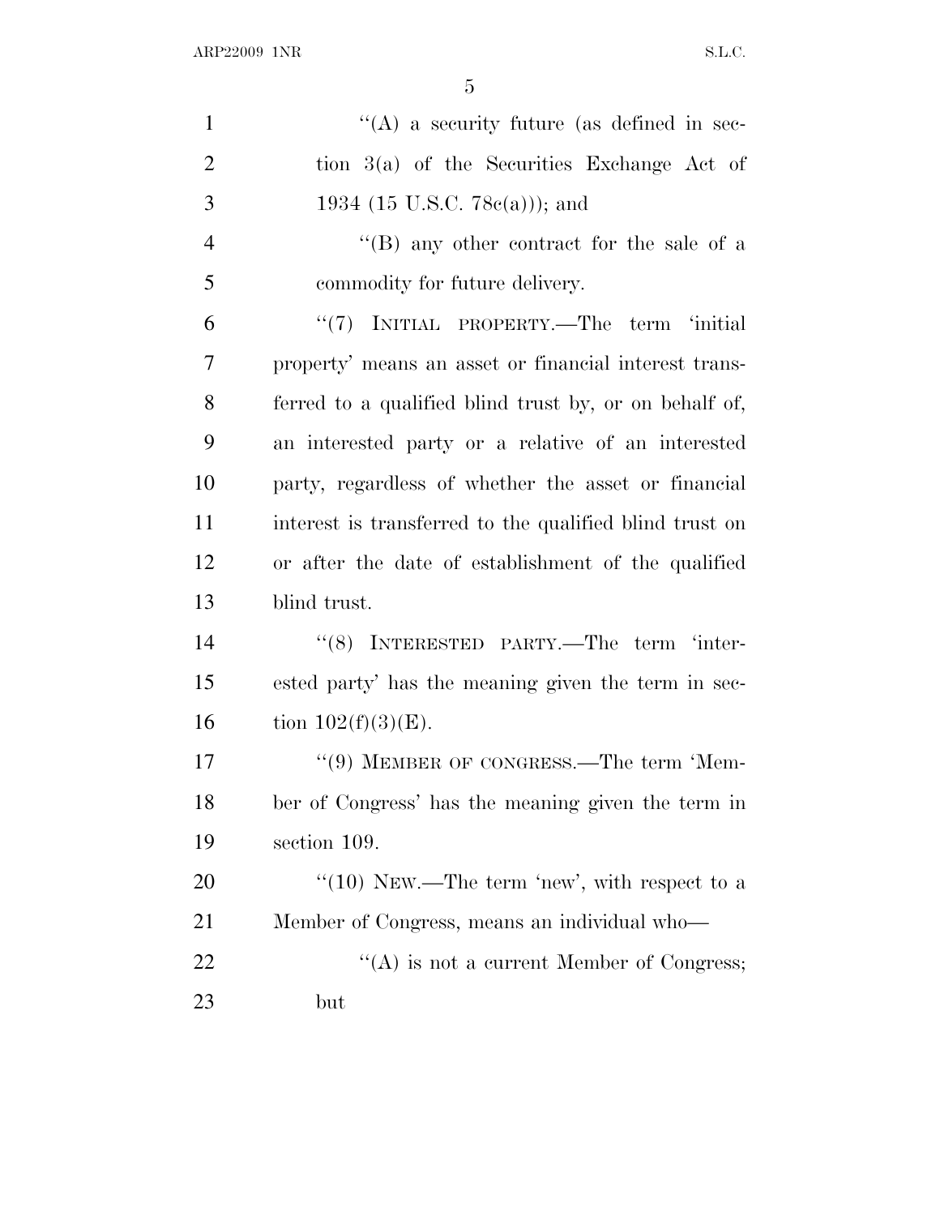''(A) a security future (as defined in section 3(a) of the Securities Exchange Act of 1934 (15 U.S.C. 78c(a))); and

''(B) any other contract for the sale of a commodity for future delivery.

''(7) INITIAL PROPERTY.—The term 'initial property' means an asset or financial interest transferred to a qualified blind trust by, or on behalf of, an interested party or a relative of an interested party, regardless of whether the asset or financial interest is transferred to the qualified blind trust on or after the date of establishment of the qualified blind trust.

''(8) INTERESTED PARTY.—The term 'interested party' has the meaning given the term in section 102(f)(3)(E).

''(9) MEMBER OF CONGRESS.—The term 'Member of Congress' has the meaning given the term in section 109.

''(10) NEW.—The term 'new', with respect to a Member of Congress, means an individual who—

''(A) is not a current Member of Congress; but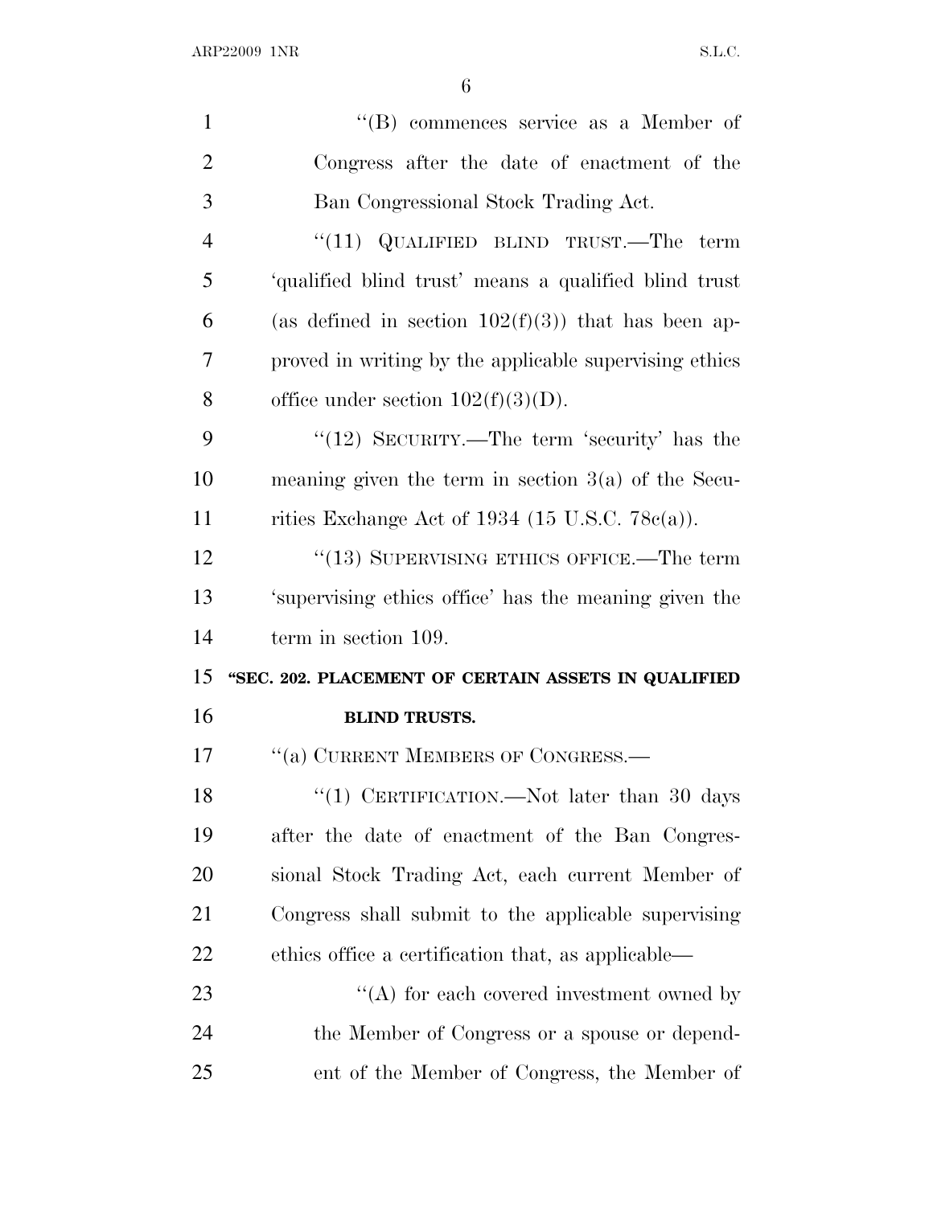"(B) commences service as a Member of Congress after the date of enactment of the Ban Congressional Stock Trading Act.

"(11) QUALIFIED BLIND TRUST.—The term 'qualified blind trust' means a qualified blind trust (as defined in section 102(f)(3)) that has been approved in writing by the applicable supervising ethics office under section 102(f)(3)(D).

"(12) SECURITY.—The term 'security' has the meaning given the term in section 3(a) of the Securities Exchange Act of 1934 (15 U.S.C. 78c(a)).

"(13) SUPERVISING ETHICS OFFICE.—The term 'supervising ethics office' has the meaning given the term in section 109.

**"SEC. 202. PLACEMENT OF CERTAIN ASSETS IN QUALIFIED BLIND TRUSTS.**

"(a) CURRENT MEMBERS OF CONGRESS.—

"(1) CERTIFICATION.—Not later than 30 days after the date of enactment of the Ban Congressional Stock Trading Act, each current Member of Congress shall submit to the applicable supervising ethics office a certification that, as applicable—

"(A) for each covered investment owned by the Member of Congress or a spouse or dependent of the Member of Congress, the Member of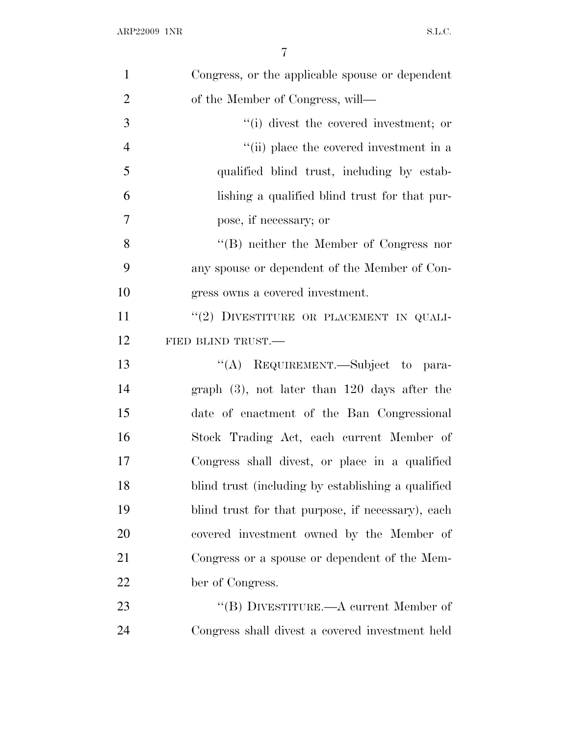Congress, or the applicable spouse or dependent of the Member of Congress, will—

"(i) divest the covered investment; or

"(ii) place the covered investment in a qualified blind trust, including by establishing a qualified blind trust for that purpose, if necessary; or

"(B) neither the Member of Congress nor any spouse or dependent of the Member of Congress owns a covered investment.

"(2) DIVESTITURE OR PLACEMENT IN QUALIFIED BLIND TRUST.—

"(A) REQUIREMENT.—Subject to paragraph (3), not later than 120 days after the date of enactment of the Ban Congressional Stock Trading Act, each current Member of Congress shall divest, or place in a qualified blind trust (including by establishing a qualified blind trust for that purpose, if necessary), each covered investment owned by the Member of Congress or a spouse or dependent of the Member of Congress.

"(B) DIVESTITURE.—A current Member of Congress shall divest a covered investment held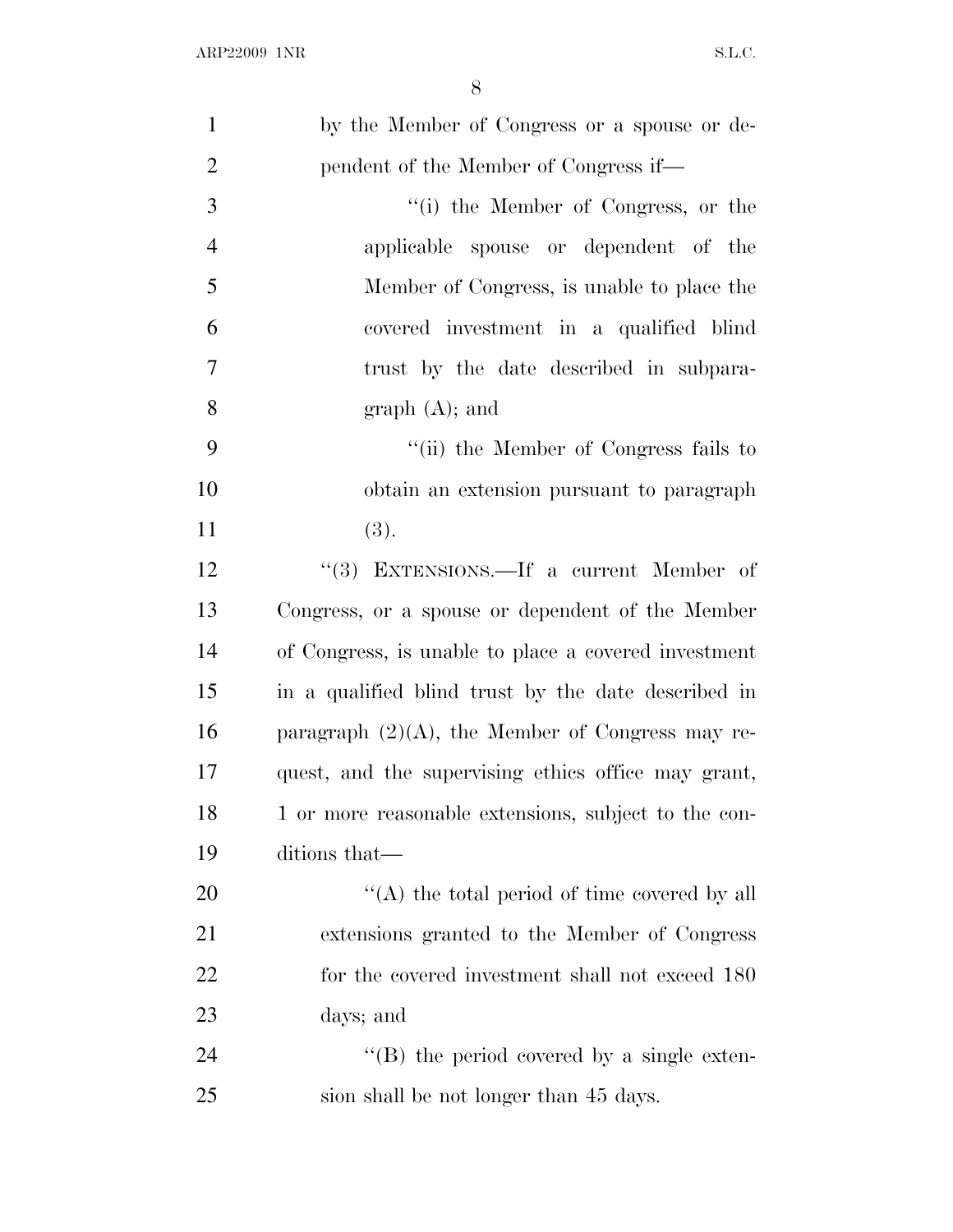by the Member of Congress or a spouse or dependent of the Member of Congress if—

''(i) the Member of Congress, or the applicable spouse or dependent of the Member of Congress, is unable to place the covered investment in a qualified blind trust by the date described in subparagraph (A); and

''(ii) the Member of Congress fails to obtain an extension pursuant to paragraph (3).

''(3) EXTENSIONS.—If a current Member of Congress, or a spouse or dependent of the Member of Congress, is unable to place a covered investment in a qualified blind trust by the date described in paragraph (2)(A), the Member of Congress may request, and the supervising ethics office may grant, 1 or more reasonable extensions, subject to the conditions that—

''(A) the total period of time covered by all extensions granted to the Member of Congress for the covered investment shall not exceed 180 days; and

''(B) the period covered by a single extension shall be not longer than 45 days.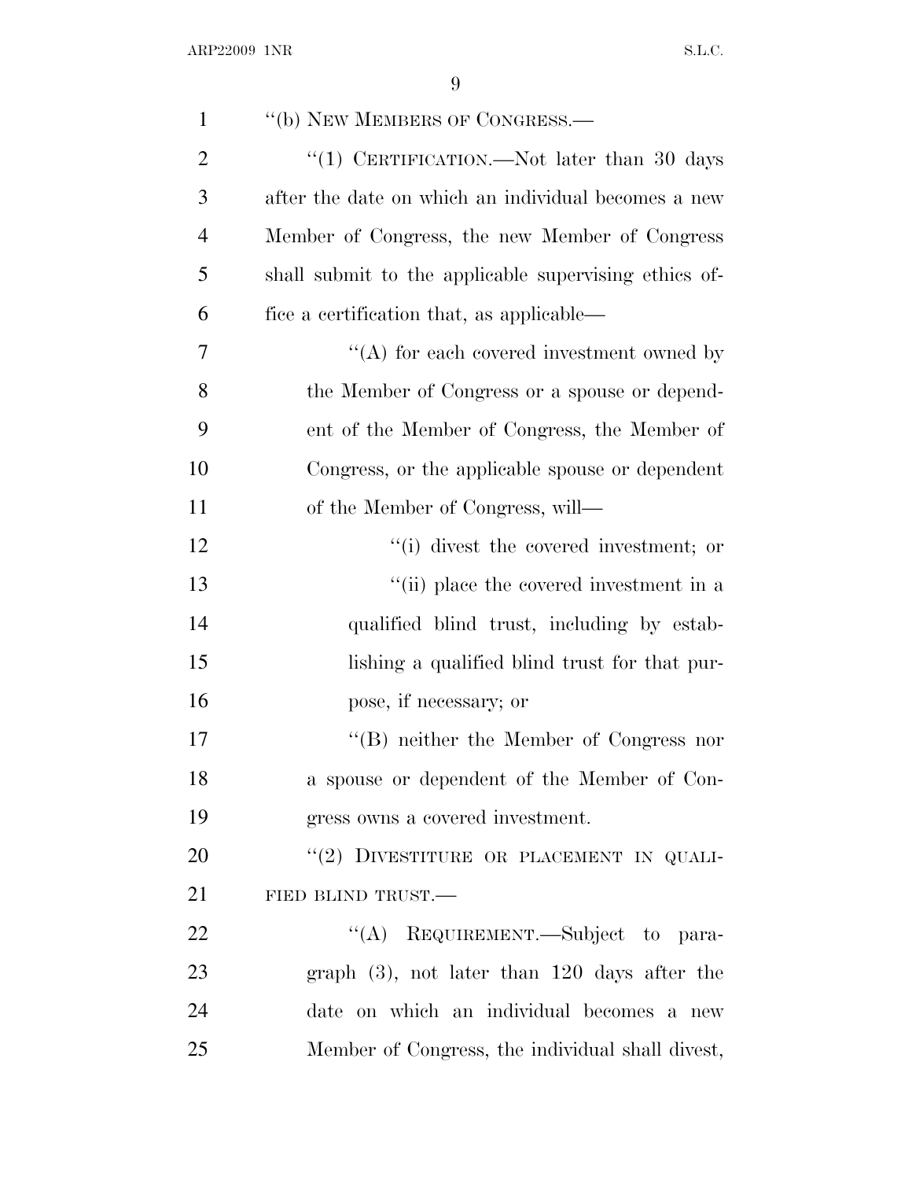"(b) NEW MEMBERS OF CONGRESS.—

"(1) CERTIFICATION.—Not later than 30 days after the date on which an individual becomes a new Member of Congress, the new Member of Congress shall submit to the applicable supervising ethics office a certification that, as applicable—

"(A) for each covered investment owned by the Member of Congress or a spouse or dependent of the Member of Congress, the Member of Congress, or the applicable spouse or dependent of the Member of Congress, will—

"(i) divest the covered investment; or

"(ii) place the covered investment in a qualified blind trust, including by establishing a qualified blind trust for that purpose, if necessary; or

"(B) neither the Member of Congress nor a spouse or dependent of the Member of Congress owns a covered investment.

"(2) DIVESTITURE OR PLACEMENT IN QUALIFIED BLIND TRUST.—

"(A) REQUIREMENT.—Subject to paragraph (3), not later than 120 days after the date on which an individual becomes a new Member of Congress, the individual shall divest,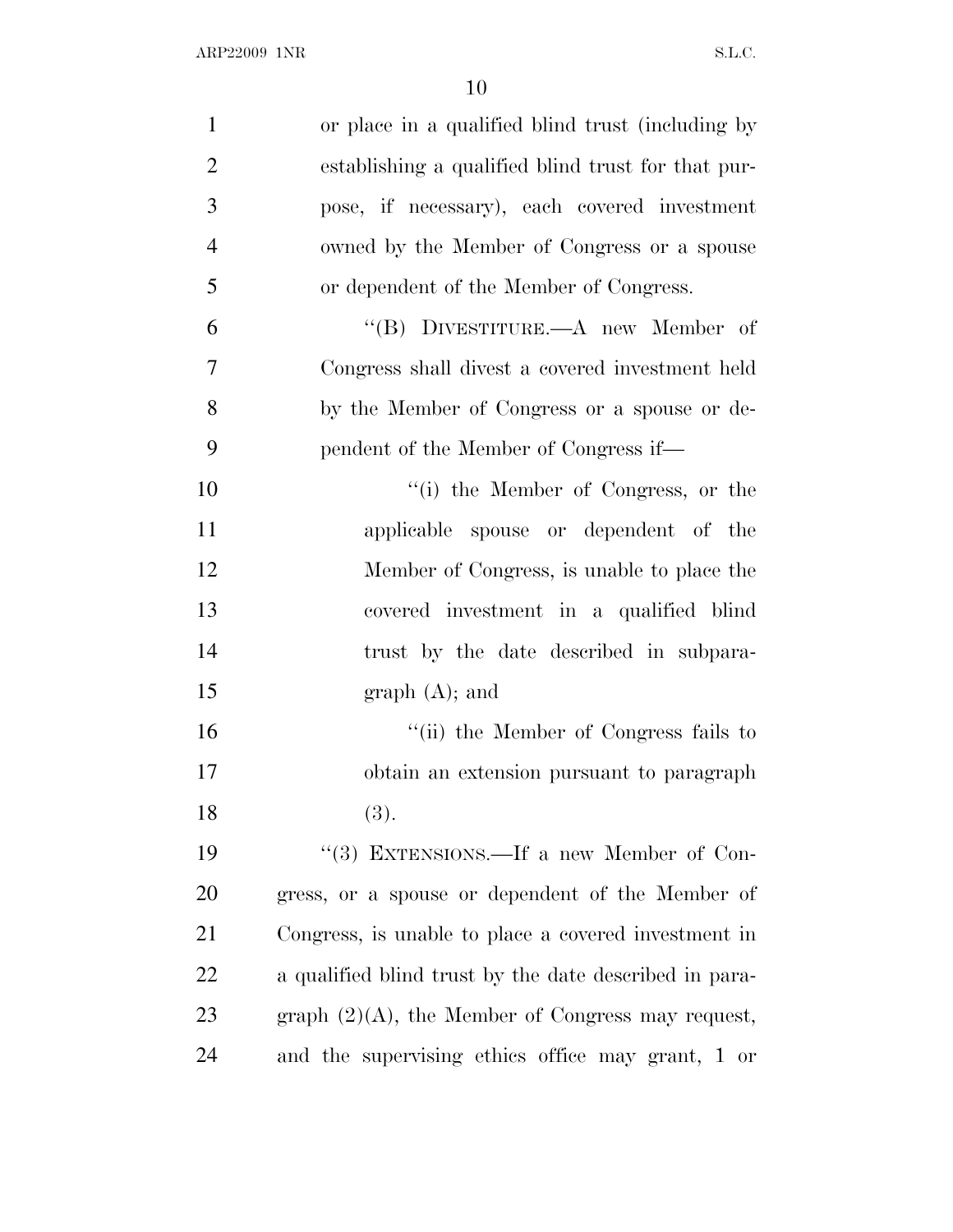or place in a qualified blind trust (including by establishing a qualified blind trust for that purpose, if necessary), each covered investment owned by the Member of Congress or a spouse or dependent of the Member of Congress.

"(B) DIVESTITURE.—A new Member of Congress shall divest a covered investment held by the Member of Congress or a spouse or dependent of the Member of Congress if—

"(i) the Member of Congress, or the applicable spouse or dependent of the Member of Congress, is unable to place the covered investment in a qualified blind trust by the date described in subparagraph (A); and

"(ii) the Member of Congress fails to obtain an extension pursuant to paragraph (3).

"(3) EXTENSIONS.—If a new Member of Congress, or a spouse or dependent of the Member of Congress, is unable to place a covered investment in a qualified blind trust by the date described in paragraph (2)(A), the Member of Congress may request, and the supervising ethics office may grant, 1 or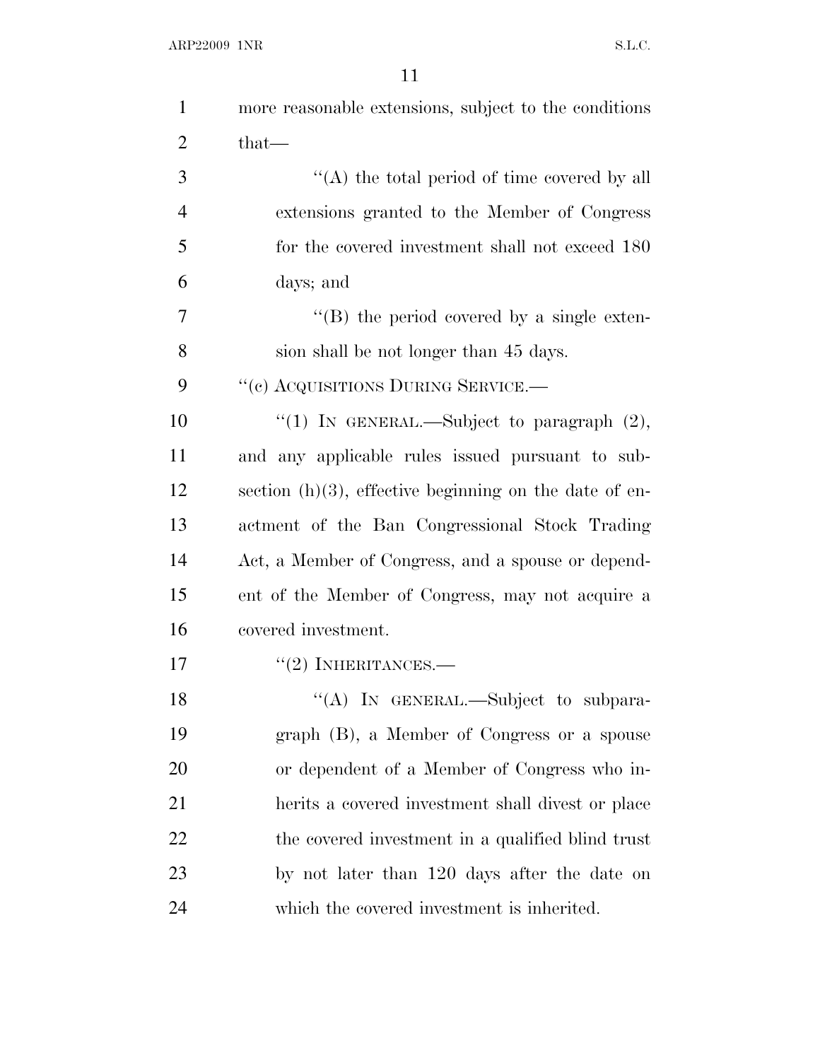more reasonable extensions, subject to the conditions that—

''(A) the total period of time covered by all extensions granted to the Member of Congress for the covered investment shall not exceed 180 days; and

''(B) the period covered by a single extension shall be not longer than 45 days.

''(c) ACQUISITIONS DURING SERVICE.—

''(1) IN GENERAL.—Subject to paragraph (2), and any applicable rules issued pursuant to subsection (h)(3), effective beginning on the date of enactment of the Ban Congressional Stock Trading Act, a Member of Congress, and a spouse or dependent of the Member of Congress, may not acquire a covered investment.

''(2) INHERITANCES.—

''(A) IN GENERAL.—Subject to subparagraph (B), a Member of Congress or a spouse or dependent of a Member of Congress who inherits a covered investment shall divest or place the covered investment in a qualified blind trust by not later than 120 days after the date on which the covered investment is inherited.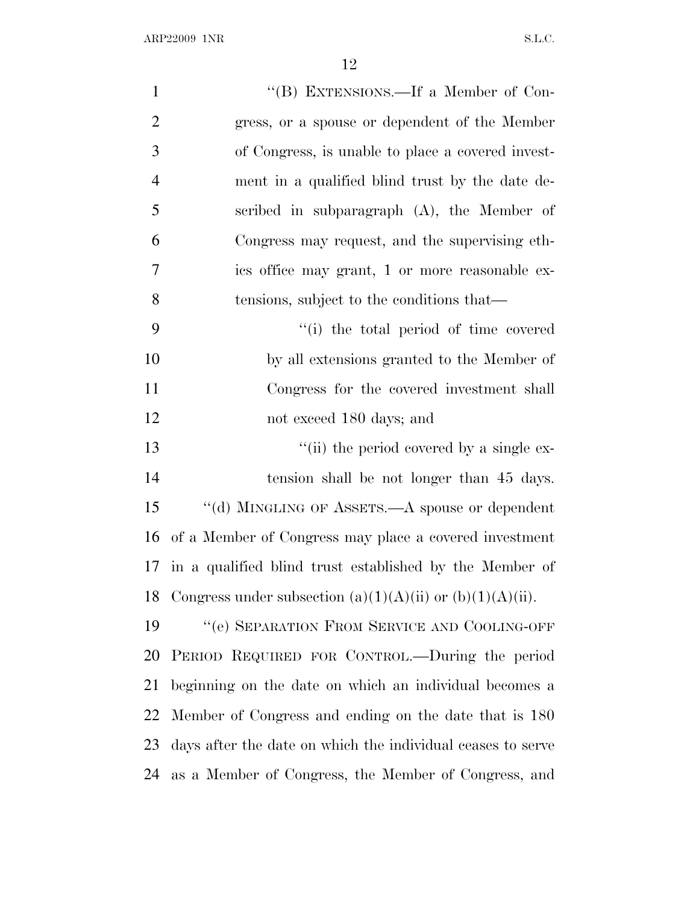"(B) EXTENSIONS.—If a Member of Congress, or a spouse or dependent of the Member of Congress, is unable to place a covered investment in a qualified blind trust by the date described in subparagraph (A), the Member of Congress may request, and the supervising ethics office may grant, 1 or more reasonable extensions, subject to the conditions that—

"(i) the total period of time covered by all extensions granted to the Member of Congress for the covered investment shall not exceed 180 days; and

"(ii) the period covered by a single extension shall be not longer than 45 days.

"(d) MINGLING OF ASSETS.—A spouse or dependent of a Member of Congress may place a covered investment in a qualified blind trust established by the Member of Congress under subsection (a)(1)(A)(ii) or (b)(1)(A)(ii).

"(e) SEPARATION FROM SERVICE AND COOLING-OFF PERIOD REQUIRED FOR CONTROL.—During the period beginning on the date on which an individual becomes a Member of Congress and ending on the date that is 180 days after the date on which the individual ceases to serve as a Member of Congress, the Member of Congress, and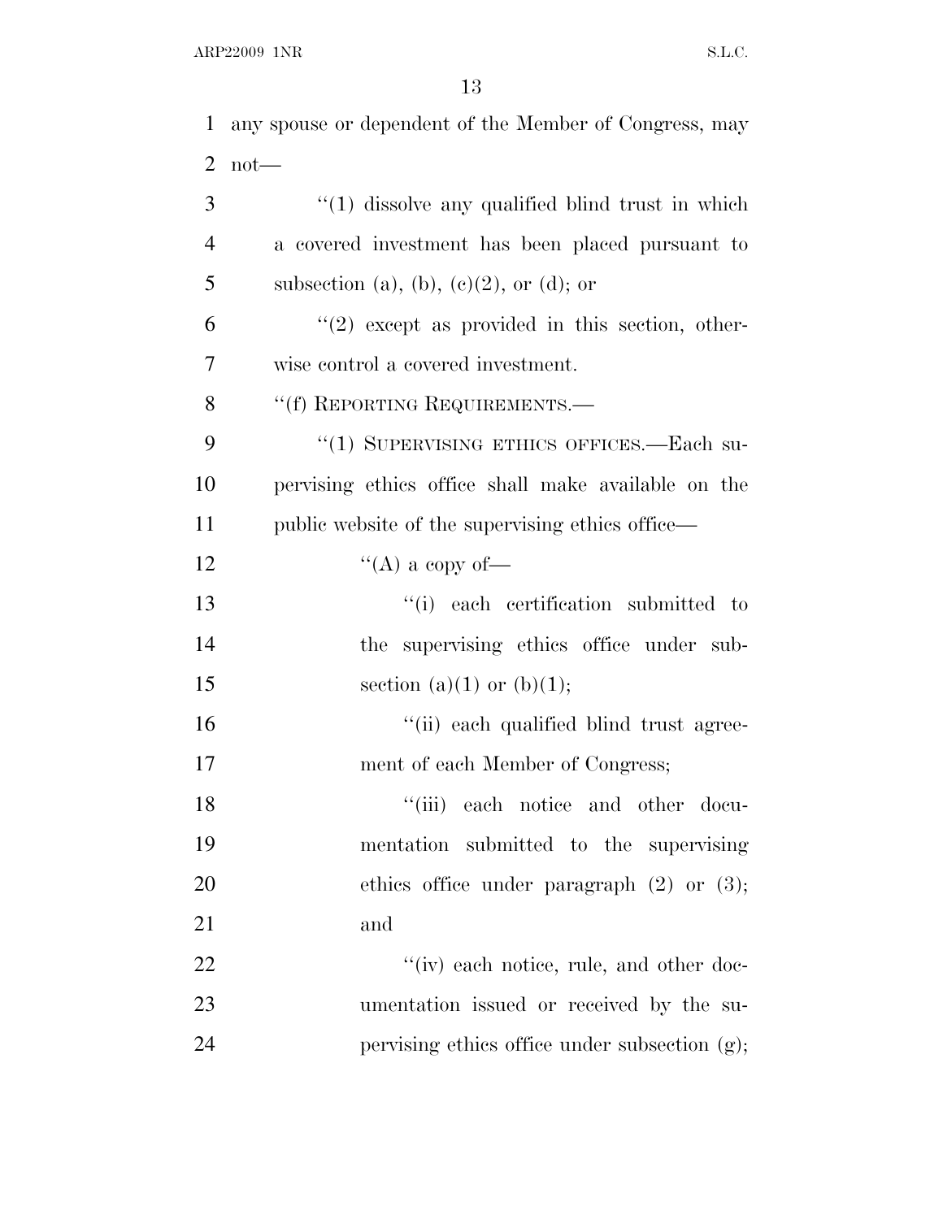any spouse or dependent of the Member of Congress, may not—

"(1) dissolve any qualified blind trust in which a covered investment has been placed pursuant to subsection (a), (b), (c)(2), or (d); or

"(2) except as provided in this section, otherwise control a covered investment.

"(f) REPORTING REQUIREMENTS.—

"(1) SUPERVISING ETHICS OFFICES.—Each supervising ethics office shall make available on the public website of the supervising ethics office—

"(A) a copy of—

"(i) each certification submitted to the supervising ethics office under subsection (a)(1) or (b)(1);

"(ii) each qualified blind trust agreement of each Member of Congress;

"(iii) each notice and other documentation submitted to the supervising ethics office under paragraph (2) or (3); and

"(iv) each notice, rule, and other documentation issued or received by the supervising ethics office under subsection (g);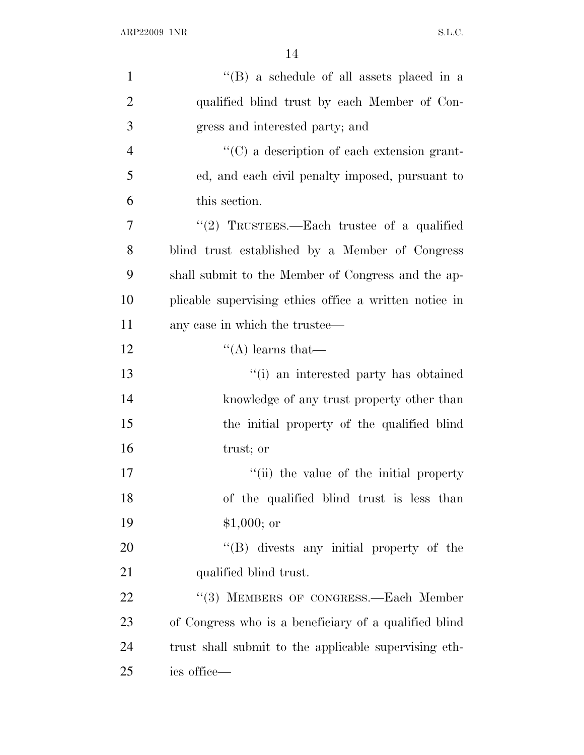''(B) a schedule of all assets placed in a qualified blind trust by each Member of Congress and interested party; and

''(C) a description of each extension granted, and each civil penalty imposed, pursuant to this section.

''(2) TRUSTEES.—Each trustee of a qualified blind trust established by a Member of Congress shall submit to the Member of Congress and the applicable supervising ethics office a written notice in any case in which the trustee—

''(A) learns that—

''(i) an interested party has obtained knowledge of any trust property other than the initial property of the qualified blind trust; or

''(ii) the value of the initial property of the qualified blind trust is less than $1,000; or

''(B) divests any initial property of the qualified blind trust.

''(3) MEMBERS OF CONGRESS.—Each Member of Congress who is a beneficiary of a qualified blind trust shall submit to the applicable supervising ethics office—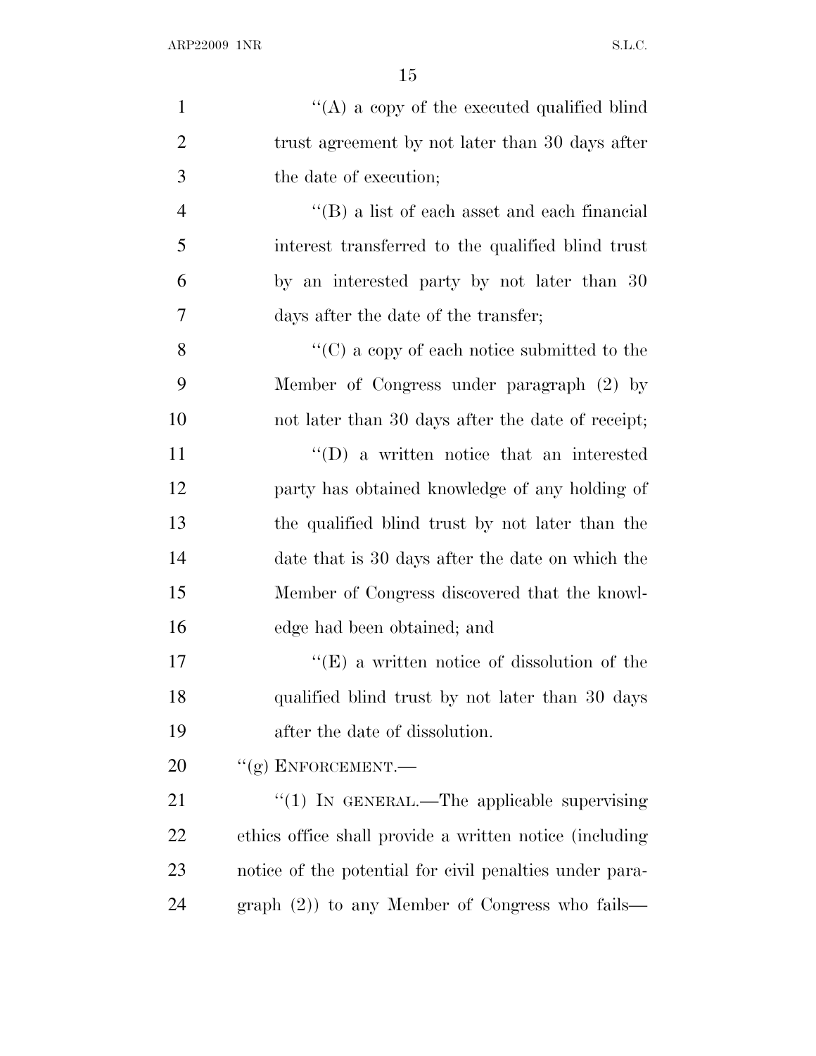''(A) a copy of the executed qualified blind trust agreement by not later than 30 days after the date of execution;

''(B) a list of each asset and each financial interest transferred to the qualified blind trust by an interested party by not later than 30 days after the date of the transfer;

''(C) a copy of each notice submitted to the Member of Congress under paragraph (2) by not later than 30 days after the date of receipt;

''(D) a written notice that an interested party has obtained knowledge of any holding of the qualified blind trust by not later than the date that is 30 days after the date on which the Member of Congress discovered that the knowledge had been obtained; and

''(E) a written notice of dissolution of the qualified blind trust by not later than 30 days after the date of dissolution.

''(g) ENFORCEMENT.—

''(1) IN GENERAL.—The applicable supervising ethics office shall provide a written notice (including notice of the potential for civil penalties under paragraph (2)) to any Member of Congress who fails—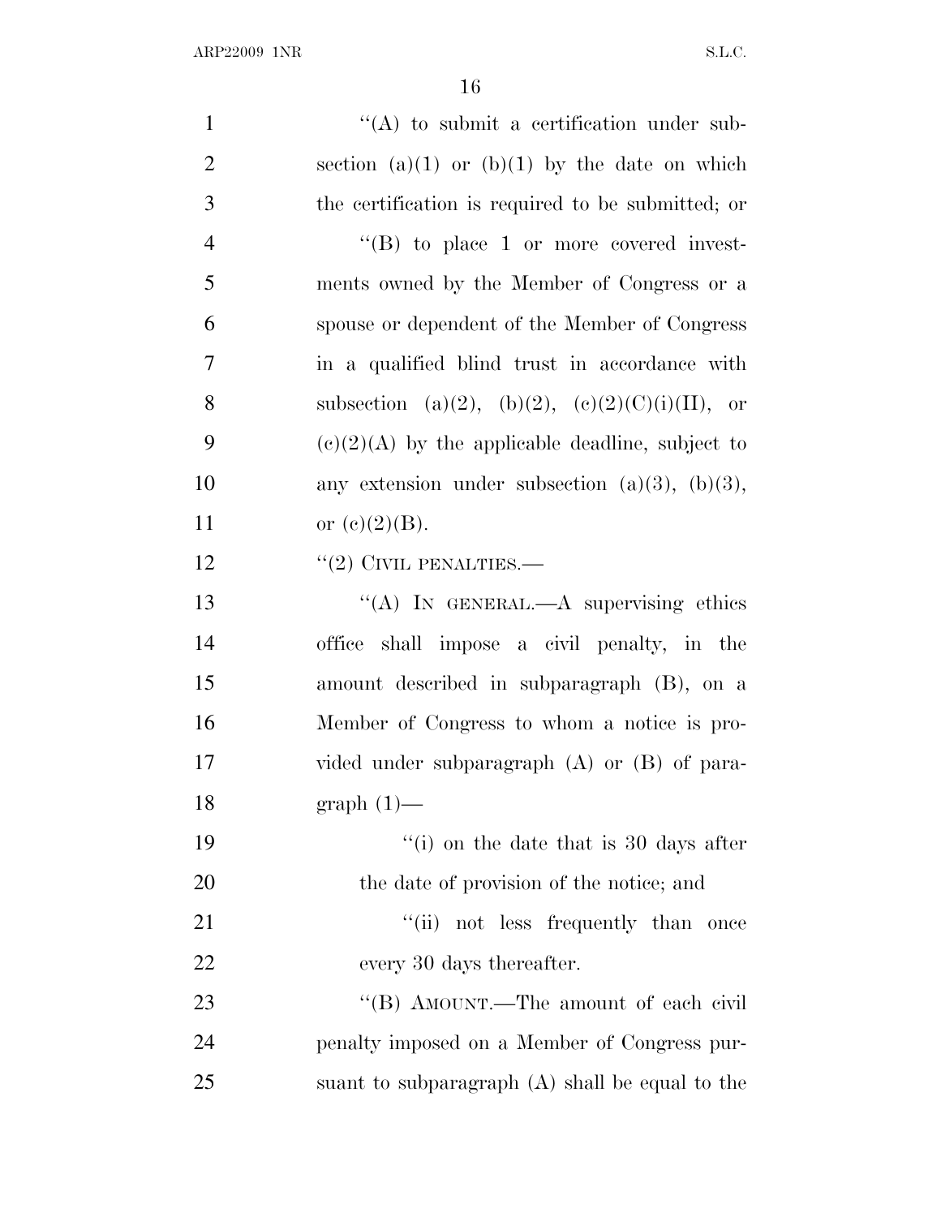"(A) to submit a certification under subsection (a)(1) or (b)(1) by the date on which the certification is required to be submitted; or

"(B) to place 1 or more covered investments owned by the Member of Congress or a spouse or dependent of the Member of Congress in a qualified blind trust in accordance with subsection (a)(2), (b)(2), (c)(2)(C)(i)(II), or (c)(2)(A) by the applicable deadline, subject to any extension under subsection (a)(3), (b)(3), or (c)(2)(B).

"(2) CIVIL PENALTIES.—

"(A) IN GENERAL.—A supervising ethics office shall impose a civil penalty, in the amount described in subparagraph (B), on a Member of Congress to whom a notice is provided under subparagraph (A) or (B) of paragraph (1)—

"(i) on the date that is 30 days after the date of provision of the notice; and

"(ii) not less frequently than once every 30 days thereafter.

"(B) AMOUNT.—The amount of each civil penalty imposed on a Member of Congress pursuant to subparagraph (A) shall be equal to the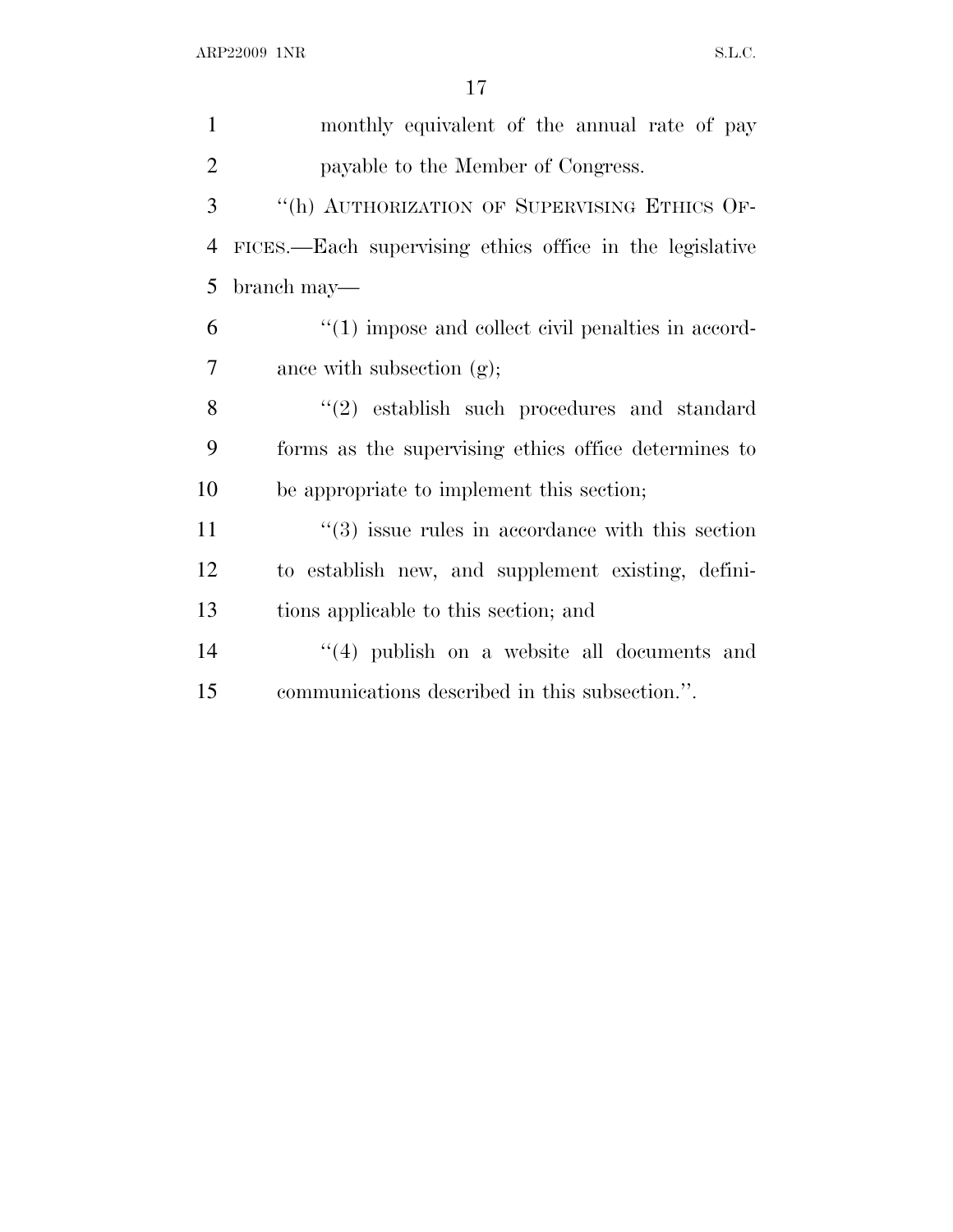monthly equivalent of the annual rate of pay payable to the Member of Congress.

''(h) AUTHORIZATION OF SUPERVISING ETHICS OFFICES.—Each supervising ethics office in the legislative branch may—

''(1) impose and collect civil penalties in accordance with subsection (g);

''(2) establish such procedures and standard forms as the supervising ethics office determines to be appropriate to implement this section;

''(3) issue rules in accordance with this section to establish new, and supplement existing, definitions applicable to this section; and

''(4) publish on a website all documents and communications described in this subsection.''.